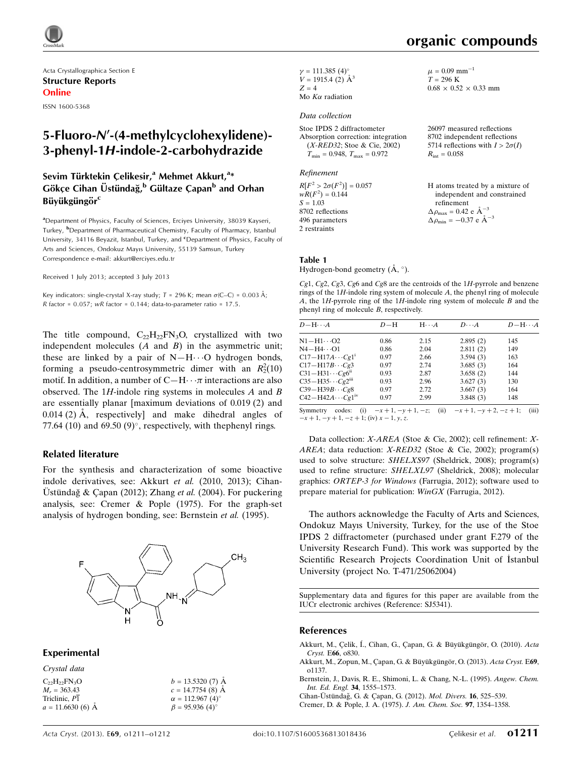Acta Crystallographica Section E

**Structure Reports Online**

ISSN 1600-5368

# 5-Fluoro-N′-(4-methylcyclohexylidene)-3-phenyl-1H-indole-2-carbohydrazide

**Sevim Türktekin Çelikesir,[a] Mehmet Akkurt,[a]* Gökçe Cihan Üstündağ,[b] Gültaze Çapan[b] and Orhan Büyükgüngör[c]**

[a]Department of Physics, Faculty of Sciences, Erciyes University, 38039 Kayseri, Turkey, [b]Department of Pharmaceutical Chemistry, Faculty of Pharmacy, Istanbul University, 34116 Beyazit, Istanbul, Turkey, and [c]Department of Physics, Faculty of Arts and Sciences, Ondokuz Mayıs University, 55139 Samsun, Turkey
Correspondence e-mail: akkurt@erciyes.edu.tr

Received 1 July 2013; accepted 3 July 2013

Key indicators: single-crystal X-ray study; $T$ = 296 K; mean $\sigma$(C–C) = 0.003 Å; $R$ factor = 0.057; $wR$ factor = 0.144; data-to-parameter ratio = 17.5.

The title compound, $C_{22}H_{22}FN_3O$, crystallized with two independent molecules ($A$ and $B$) in the asymmetric unit; these are linked by a pair of N—H⋯O hydrogen bonds, forming a pseudo-centrosymmetric dimer with an $R_2^2(10)$ motif. In addition, a number of C—H⋯$\pi$ interactions are also observed. The 1$H$-indole ring systems in molecules $A$ and $B$ are essentially planar [maximum deviations of 0.019 (2) and 0.014 (2) Å, respectively] and make dihedral angles of 77.64 (10) and 69.50 (9)°, respectively, with thephenyl rings.

## Related literature

For the synthesis and characterization of some bioactive indole derivatives, see: Akkurt *et al.* (2010, 2013); Cihan-Üstündağ & Çapan (2012); Zhang *et al.* (2004). For puckering analysis, see: Cremer & Pople (1975). For the graph-set analysis of hydrogen bonding, see: Bernstein *et al.* (1995).

## Experimental

### Crystal data

$C_{22}H_{22}FN_3O$
$M_r$ = 363.43
Triclinic, $P\overline{1}$
$a$ = 11.6630 (6) Å
$b$ = 13.5320 (7) Å
$c$ = 14.7754 (8) Å
$\alpha$ = 112.967 (4)°
$\beta$ = 95.936 (4)°
$\gamma$ = 111.385 (4)°
$V$ = 1915.4 (2) Å$^3$
$Z$ = 4
Mo $K\alpha$ radiation
$\mu$ = 0.09 mm$^{-1}$
$T$ = 296 K
0.68 × 0.52 × 0.33 mm

### Data collection

Stoe IPDS 2 diffractometer
Absorption correction: integration (*X-RED32*; Stoe & Cie, 2002)
$T_{min}$ = 0.948, $T_{max}$ = 0.972
26097 measured reflections
8702 independent reflections
5714 reflections with $I > 2\sigma(I)$
$R_{int}$ = 0.058

### Refinement

$R[F^2 > 2\sigma(F^2)]$ = 0.057
$wR(F^2)$ = 0.144
$S$ = 1.03
8702 reflections
496 parameters
2 restraints
H atoms treated by a mixture of independent and constrained refinement
$\Delta\rho_{max}$ = 0.42 e Å$^{-3}$
$\Delta\rho_{min}$ = −0.37 e Å$^{-3}$

**Table 1**
Hydrogen-bond geometry (Å, °).

$Cg1$, $Cg2$, $Cg3$, $Cg6$ and $Cg8$ are the centroids of the 1$H$-pyrrole and benzene rings of the 1$H$-indole ring system of molecule $A$, the phenyl ring of molecule $A$, the 1$H$-pyrrole ring of the 1$H$-indole ring system of molecule $B$ and the phenyl ring of molecule $B$, respectively.

| $D$—H⋯$A$ | $D$—H | H⋯$A$ | $D$⋯$A$ | $D$—H⋯$A$ |
|---|---|---|---|---|
| N1—H1⋯O2 | 0.86 | 2.15 | 2.895 (2) | 145 |
| N4—H4⋯O1 | 0.86 | 2.04 | 2.811 (2) | 149 |
| C17—H17A⋯$Cg1^{i}$ | 0.97 | 2.66 | 3.594 (3) | 163 |
| C17—H17B⋯$Cg3$ | 0.97 | 2.74 | 3.685 (3) | 164 |
| C31—H31⋯$Cg6^{ii}$ | 0.93 | 2.87 | 3.658 (2) | 144 |
| C35—H35⋯$Cg2^{iii}$ | 0.93 | 2.96 | 3.627 (3) | 130 |
| C39—H39B⋯$Cg8$ | 0.97 | 2.72 | 3.667 (3) | 164 |
| C42—H42A⋯$Cg1^{iv}$ | 0.97 | 2.99 | 3.848 (3) | 148 |

Symmetry codes: (i) $-x+1, -y+1, -z$; (ii) $-x+1, -y+2, -z+1$; (iii) $-x+1, -y+1, -z+1$; (iv) $x-1, y, z$.

Data collection: *X-AREA* (Stoe & Cie, 2002); cell refinement: *X-AREA*; data reduction: *X-RED32* (Stoe & Cie, 2002); program(s) used to solve structure: *SHELXS97* (Sheldrick, 2008); program(s) used to refine structure: *SHELXL97* (Sheldrick, 2008); molecular graphics: *ORTEP-3 for Windows* (Farrugia, 2012); software used to prepare material for publication: *WinGX* (Farrugia, 2012).

The authors acknowledge the Faculty of Arts and Sciences, Ondokuz Mayıs University, Turkey, for the use of the Stoe IPDS 2 diffractometer (purchased under grant F.279 of the University Research Fund). This work was supported by the Scientific Research Projects Coordination Unit of İstanbul University (project No. T-471/25062004)

Supplementary data and figures for this paper are available from the IUCr electronic archives (Reference: SJ5341).

## References

Akkurt, M., Çelik, Í., Cihan, G., Çapan, G. & Büyükgüngör, O. (2010). *Acta Cryst.* E**66**, o830.
Akkurt, M., Zopun, M., Çapan, G. & Büyükgüngör, O. (2013). *Acta Cryst.* E**69**, o1137.
Bernstein, J., Davis, R. E., Shimoni, L. & Chang, N.-L. (1995). *Angew. Chem. Int. Ed. Engl.* **34**, 1555–1573.
Cihan-Üstündağ, G. & Çapan, G. (2012). *Mol. Divers.* **16**, 525–539.
Cremer, D. & Pople, J. A. (1975). *J. Am. Chem. Soc.* **97**, 1354–1358.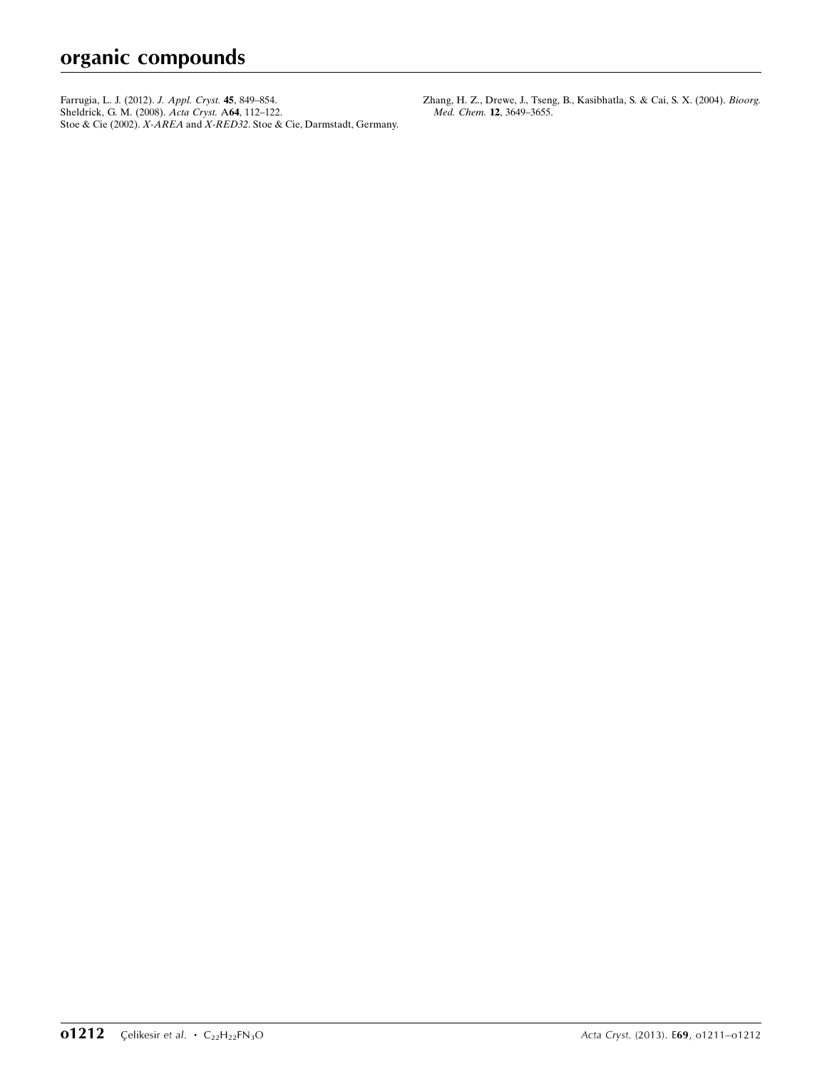Farrugia, L. J. (2012). *J. Appl. Cryst.* **45**, 849–854.
Sheldrick, G. M. (2008). *Acta Cryst.* A**64**, 112–122.
Stoe & Cie (2002). *X-AREA* and *X-RED32*. Stoe & Cie, Darmstadt, Germany.
Zhang, H. Z., Drewe, J., Tseng, B., Kasibhatla, S. & Cai, S. X. (2004). *Bioorg. Med. Chem.* **12**, 3649–3655.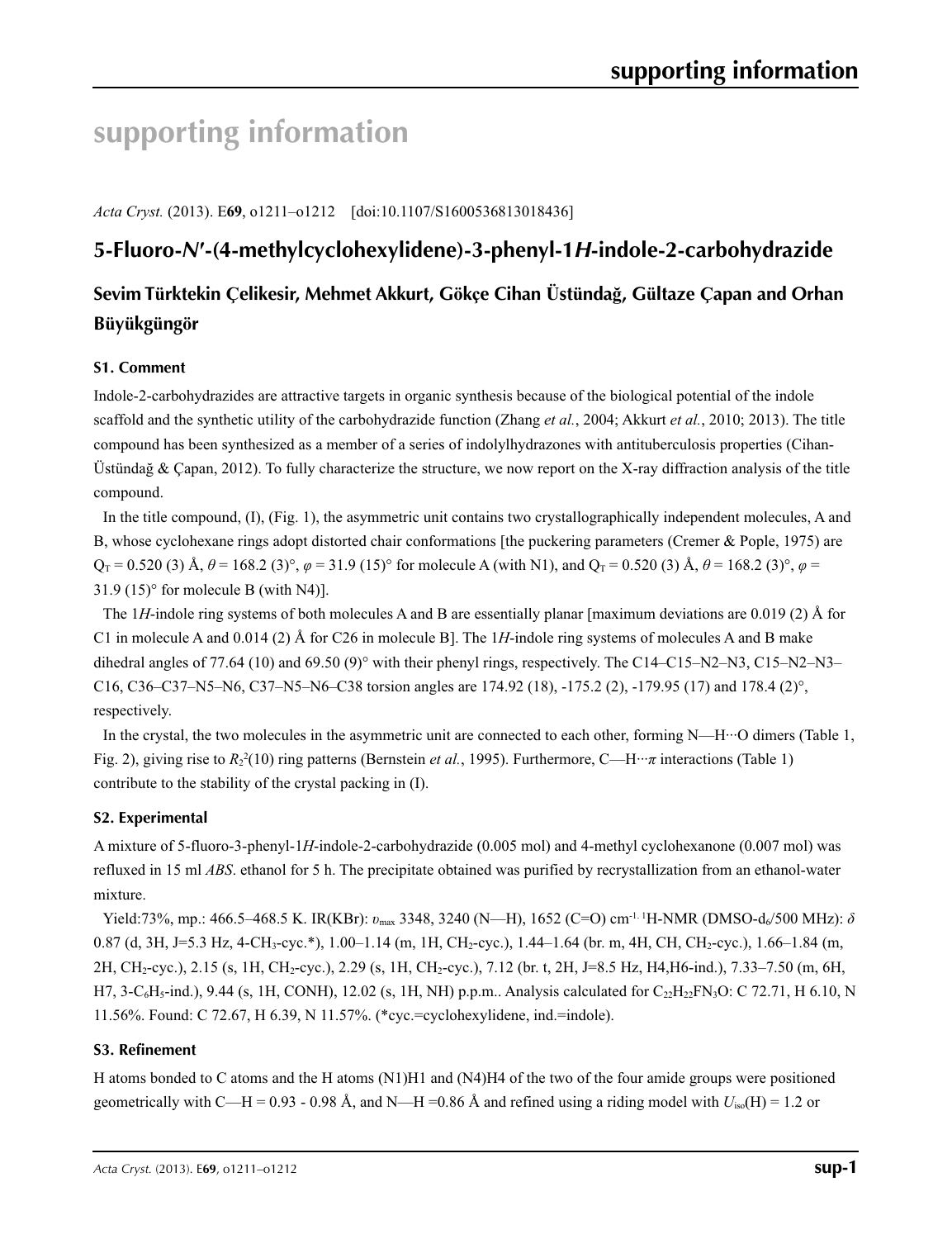# supporting information

*Acta Cryst.* (2013). E**69**, o1211–o1212 [doi:10.1107/S1600536813018436]

## 5-Fluoro-*N*′-(4-methylcyclohexylidene)-3-phenyl-1*H*-indole-2-carbohydrazide

### Sevim Türktekin Çelikesir, Mehmet Akkurt, Gökçe Cihan Üstündağ, Gültaze Çapan and Orhan Büyükgüngör

### S1. Comment

Indole-2-carbohydrazides are attractive targets in organic synthesis because of the biological potential of the indole scaffold and the synthetic utility of the carbohydrazide function (Zhang *et al.*, 2004; Akkurt *et al.*, 2010; 2013). The title compound has been synthesized as a member of a series of indolylhydrazones with antituberculosis properties (Cihan-Üstündağ & Çapan, 2012). To fully characterize the structure, we now report on the X-ray diffraction analysis of the title compound.

In the title compound, (I), (Fig. 1), the asymmetric unit contains two crystallographically independent molecules, A and B, whose cyclohexane rings adopt distorted chair conformations [the puckering parameters (Cremer & Pople, 1975) are $Q_T$ = 0.520 (3) Å, $\theta$ = 168.2 (3)°, $\varphi$ = 31.9 (15)° for molecule A (with N1), and $Q_T$ = 0.520 (3) Å, $\theta$ = 168.2 (3)°, $\varphi$ = 31.9 (15)° for molecule B (with N4)].

The 1*H*-indole ring systems of both molecules A and B are essentially planar [maximum deviations are 0.019 (2) Å for C1 in molecule A and 0.014 (2) Å for C26 in molecule B]. The 1*H*-indole ring systems of molecules A and B make dihedral angles of 77.64 (10) and 69.50 (9)° with their phenyl rings, respectively. The C14–C15–N2–N3, C15–N2–N3–C16, C36–C37–N5–N6, C37–N5–N6–C38 torsion angles are 174.92 (18), -175.2 (2), -179.95 (17) and 178.4 (2)°, respectively.

In the crystal, the two molecules in the asymmetric unit are connected to each other, forming N—H···O dimers (Table 1, Fig. 2), giving rise to $R_2^2(10)$ ring patterns (Bernstein *et al.*, 1995). Furthermore, C—H···$\pi$ interactions (Table 1) contribute to the stability of the crystal packing in (I).

### S2. Experimental

A mixture of 5-fluoro-3-phenyl-1*H*-indole-2-carbohydrazide (0.005 mol) and 4-methyl cyclohexanone (0.007 mol) was refluxed in 15 ml *ABS*. ethanol for 5 h. The precipitate obtained was purified by recrystallization from an ethanol-water mixture.

Yield:73%, mp.: 466.5–468.5 K. IR(KBr): $\upsilon_{max}$ 3348, 3240 (N—H), 1652 (C=O) cm$^{-1}$. $^1$H-NMR (DMSO-d$_6$/500 MHz): $\delta$ 0.87 (d, 3H, J=5.3 Hz, 4-$CH_3$-cyc.*), 1.00–1.14 (m, 1H, $CH_2$-cyc.), 1.44–1.64 (br. m, 4H, CH, $CH_2$-cyc.), 1.66–1.84 (m, 2H, $CH_2$-cyc.), 2.15 (s, 1H, $CH_2$-cyc.), 2.29 (s, 1H, $CH_2$-cyc.), 7.12 (br. t, 2H, J=8.5 Hz, H4,H6-ind.), 7.33–7.50 (m, 6H, H7, 3-$C_6H_5$-ind.), 9.44 (s, 1H, CONH), 12.02 (s, 1H, NH) p.p.m.. Analysis calculated for $C_{22}H_{22}FN_3O$: C 72.71, H 6.10, N 11.56%. Found: C 72.67, H 6.39, N 11.57%. (*cyc.=cyclohexylidene, ind.=indole).

### S3. Refinement

H atoms bonded to C atoms and the H atoms (N1)H1 and (N4)H4 of the two of the four amide groups were positioned geometrically with C—H = 0.93 - 0.98 Å, and N—H =0.86 Å and refined using a riding model with $U_{iso}$(H) = 1.2 or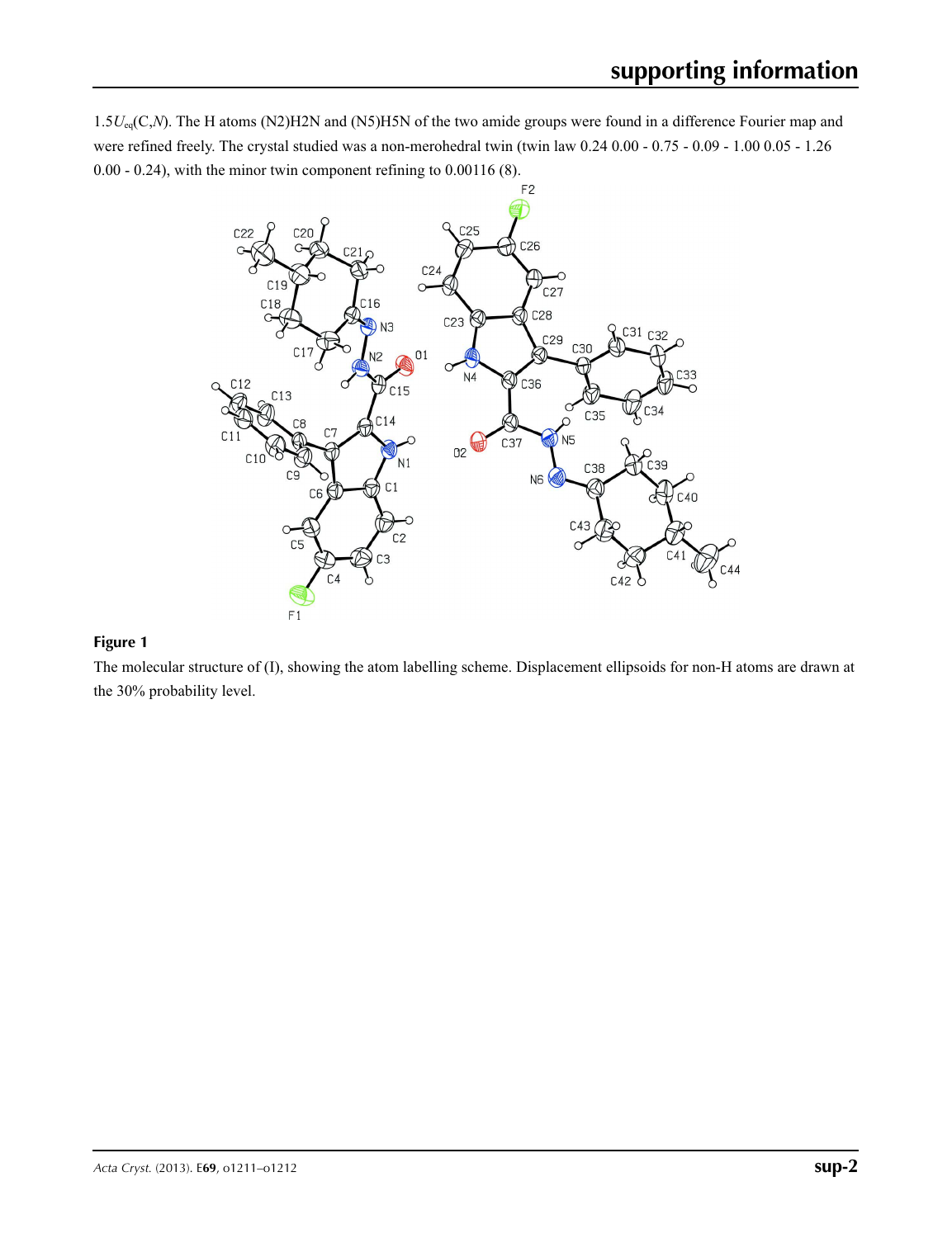$1.5U_{eq}$(C,*N*). The H atoms (N2)H2N and (N5)H5N of the two amide groups were found in a difference Fourier map and were refined freely. The crystal studied was a non-merohedral twin (twin law 0.24 0.00 - 0.75 - 0.09 - 1.00 0.05 - 1.26 0.00 - 0.24), with the minor twin component refining to 0.00116 (8).

**Figure 1**

The molecular structure of (I), showing the atom labelling scheme. Displacement ellipsoids for non-H atoms are drawn at the 30% probability level.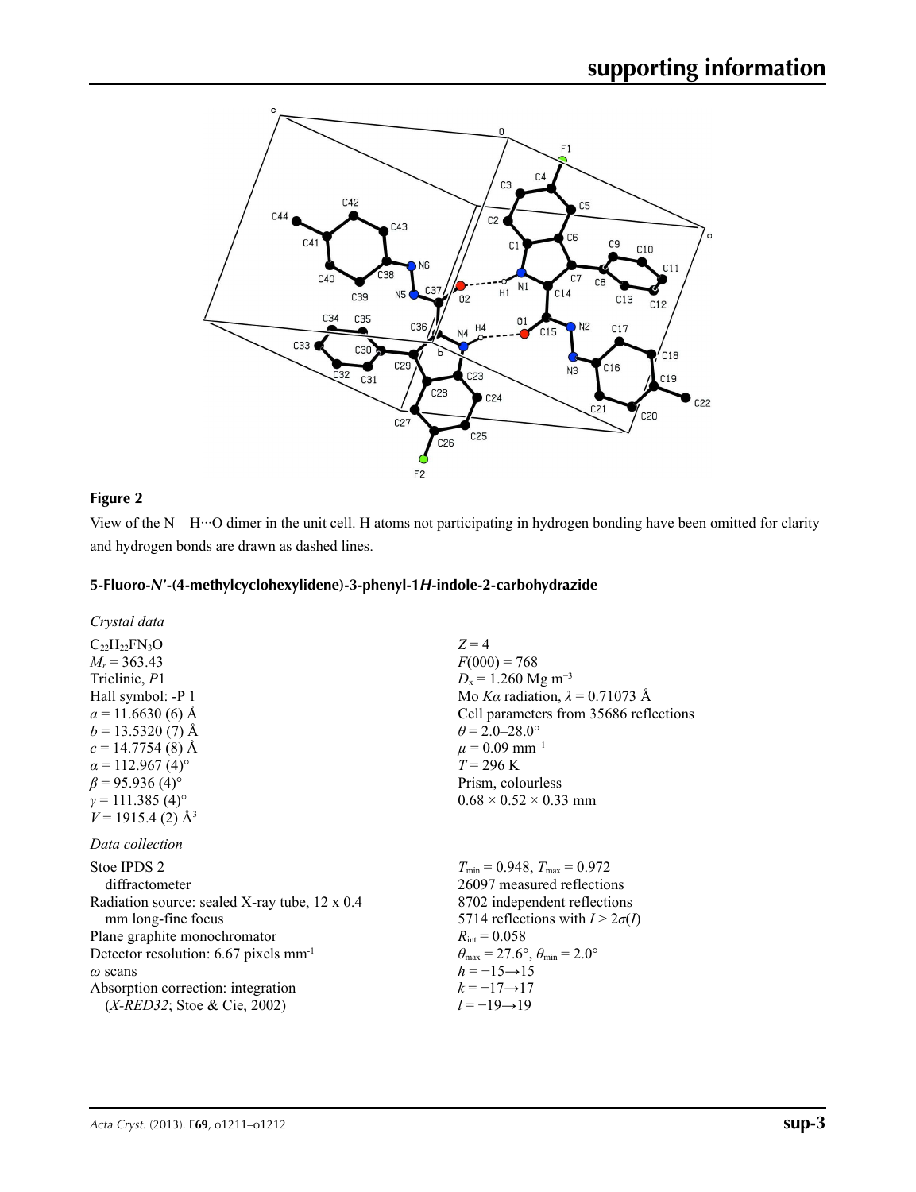**Figure 2**

View of the N—H···O dimer in the unit cell. H atoms not participating in hydrogen bonding have been omitted for clarity and hydrogen bonds are drawn as dashed lines.

### 5-Fluoro-*N*′-(4-methylcyclohexylidene)-3-phenyl-1*H*-indole-2-carbohydrazide

*Crystal data*

| | |
|---|---|
| $C_{22}H_{22}FN_3O$ | $Z = 4$ |
| $M_r = 363.43$ | $F(000) = 768$ |
| Triclinic, $P\overline{1}$ | $D_x = 1.260$ Mg m$^{-3}$ |
| Hall symbol: -P 1 | Mo $K\alpha$ radiation, $\lambda = 0.71073$ Å |
| $a = 11.6630$ (6) Å | Cell parameters from 35686 reflections |
| $b = 13.5320$ (7) Å | $\theta = 2.0$–$28.0°$ |
| $c = 14.7754$ (8) Å | $\mu = 0.09$ mm$^{-1}$ |
| $\alpha = 112.967$ (4)° | $T = 296$ K |
| $\beta = 95.936$ (4)° | Prism, colourless |
| $\gamma = 111.385$ (4)° | $0.68 \times 0.52 \times 0.33$ mm |
| $V = 1915.4$ (2) Å$^3$ | |

*Data collection*

| | |
|---|---|
| Stoe IPDS 2 diffractometer | $T_{min} = 0.948$, $T_{max} = 0.972$ |
| Radiation source: sealed X-ray tube, 12 x 0.4 mm long-fine focus | 26097 measured reflections |
| Plane graphite monochromator | 8702 independent reflections |
| Detector resolution: 6.67 pixels mm$^{-1}$ | 5714 reflections with $I > 2\sigma(I)$ |
| $\omega$ scans | $R_{int} = 0.058$ |
| Absorption correction: integration (*X-RED32*; Stoe & Cie, 2002) | $\theta_{max} = 27.6°$, $\theta_{min} = 2.0°$ |
| | $h = -15 \rightarrow 15$ |
| | $k = -17 \rightarrow 17$ |
| | $l = -19 \rightarrow 19$ |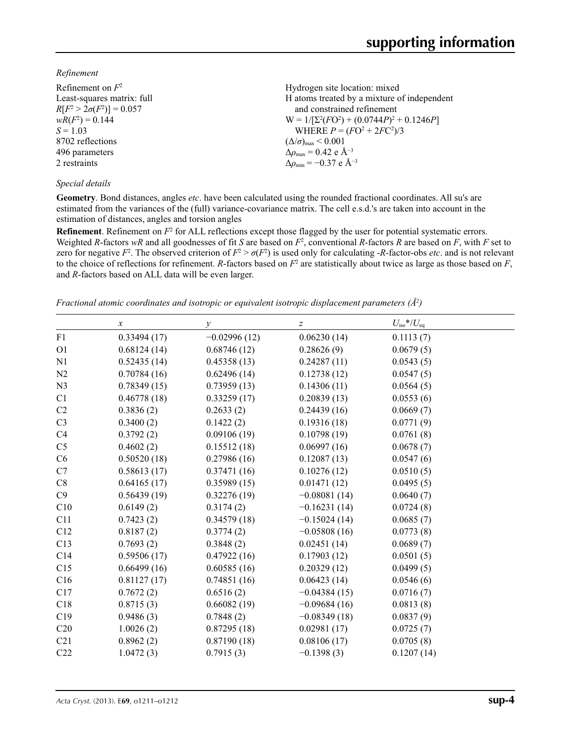*Refinement*

Refinement on $F^2$
Least-squares matrix: full
$R[F^2 > 2\sigma(F^2)] = 0.057$
$wR(F^2) = 0.144$
$S = 1.03$
8702 reflections
496 parameters
2 restraints

Hydrogen site location: mixed
H atoms treated by a mixture of independent and constrained refinement
$W = 1/[\Sigma^2(FO^2) + (0.0744P)^2 + 0.1246P]$ WHERE $P = (FO^2 + 2FC^2)/3$
$(\Delta/\sigma)_{max} < 0.001$
$\Delta\rho_{max} = 0.42$ e Å$^{-3}$
$\Delta\rho_{min} = -0.37$ e Å$^{-3}$

*Special details*

**Geometry**. Bond distances, angles *etc*. have been calculated using the rounded fractional coordinates. All su's are estimated from the variances of the (full) variance-covariance matrix. The cell e.s.d.'s are taken into account in the estimation of distances, angles and torsion angles

**Refinement**. Refinement on $F^2$ for ALL reflections except those flagged by the user for potential systematic errors. Weighted *R*-factors *wR* and all goodnesses of fit *S* are based on $F^2$, conventional *R*-factors *R* are based on *F*, with *F* set to zero for negative $F^2$. The observed criterion of $F^2 > \sigma(F^2)$ is used only for calculating -*R*-factor-obs *etc*. and is not relevant to the choice of reflections for refinement. *R*-factors based on $F^2$ are statistically about twice as large as those based on *F*, and *R*-factors based on ALL data will be even larger.

*Fractional atomic coordinates and isotropic or equivalent isotropic displacement parameters (Å$^2$)*

| | *x* | *y* | *z* | $U_{iso}$\*/$U_{eq}$ |
|---|---|---|---|---|
| F1 | 0.33494 (17) | −0.02996 (12) | 0.06230 (14) | 0.1113 (7) |
| O1 | 0.68124 (14) | 0.68746 (12) | 0.28626 (9) | 0.0679 (5) |
| N1 | 0.52435 (14) | 0.45358 (13) | 0.24287 (11) | 0.0543 (5) |
| N2 | 0.70784 (16) | 0.62496 (14) | 0.12738 (12) | 0.0547 (5) |
| N3 | 0.78349 (15) | 0.73959 (13) | 0.14306 (11) | 0.0564 (5) |
| C1 | 0.46778 (18) | 0.33259 (17) | 0.20839 (13) | 0.0553 (6) |
| C2 | 0.3836 (2) | 0.2633 (2) | 0.24439 (16) | 0.0669 (7) |
| C3 | 0.3400 (2) | 0.1422 (2) | 0.19316 (18) | 0.0771 (9) |
| C4 | 0.3792 (2) | 0.09106 (19) | 0.10798 (19) | 0.0761 (8) |
| C5 | 0.4602 (2) | 0.15512 (18) | 0.06997 (16) | 0.0678 (7) |
| C6 | 0.50520 (18) | 0.27986 (16) | 0.12087 (13) | 0.0547 (6) |
| C7 | 0.58613 (17) | 0.37471 (16) | 0.10276 (12) | 0.0510 (5) |
| C8 | 0.64165 (17) | 0.35989 (15) | 0.01471 (12) | 0.0495 (5) |
| C9 | 0.56439 (19) | 0.32276 (19) | −0.08081 (14) | 0.0640 (7) |
| C10 | 0.6149 (2) | 0.3174 (2) | −0.16231 (14) | 0.0724 (8) |
| C11 | 0.7423 (2) | 0.34579 (18) | −0.15024 (14) | 0.0685 (7) |
| C12 | 0.8187 (2) | 0.3774 (2) | −0.05808 (16) | 0.0773 (8) |
| C13 | 0.7693 (2) | 0.3848 (2) | 0.02451 (14) | 0.0689 (7) |
| C14 | 0.59506 (17) | 0.47922 (16) | 0.17903 (12) | 0.0501 (5) |
| C15 | 0.66499 (16) | 0.60585 (16) | 0.20329 (12) | 0.0499 (5) |
| C16 | 0.81127 (17) | 0.74851 (16) | 0.06423 (14) | 0.0546 (6) |
| C17 | 0.7672 (2) | 0.6516 (2) | −0.04384 (15) | 0.0716 (7) |
| C18 | 0.8715 (3) | 0.66082 (19) | −0.09684 (16) | 0.0813 (8) |
| C19 | 0.9486 (3) | 0.7848 (2) | −0.08349 (18) | 0.0837 (9) |
| C20 | 1.0026 (2) | 0.87295 (18) | 0.02981 (17) | 0.0725 (7) |
| C21 | 0.8962 (2) | 0.87190 (18) | 0.08106 (17) | 0.0705 (8) |
| C22 | 1.0472 (3) | 0.7915 (3) | −0.1398 (3) | 0.1207 (14) |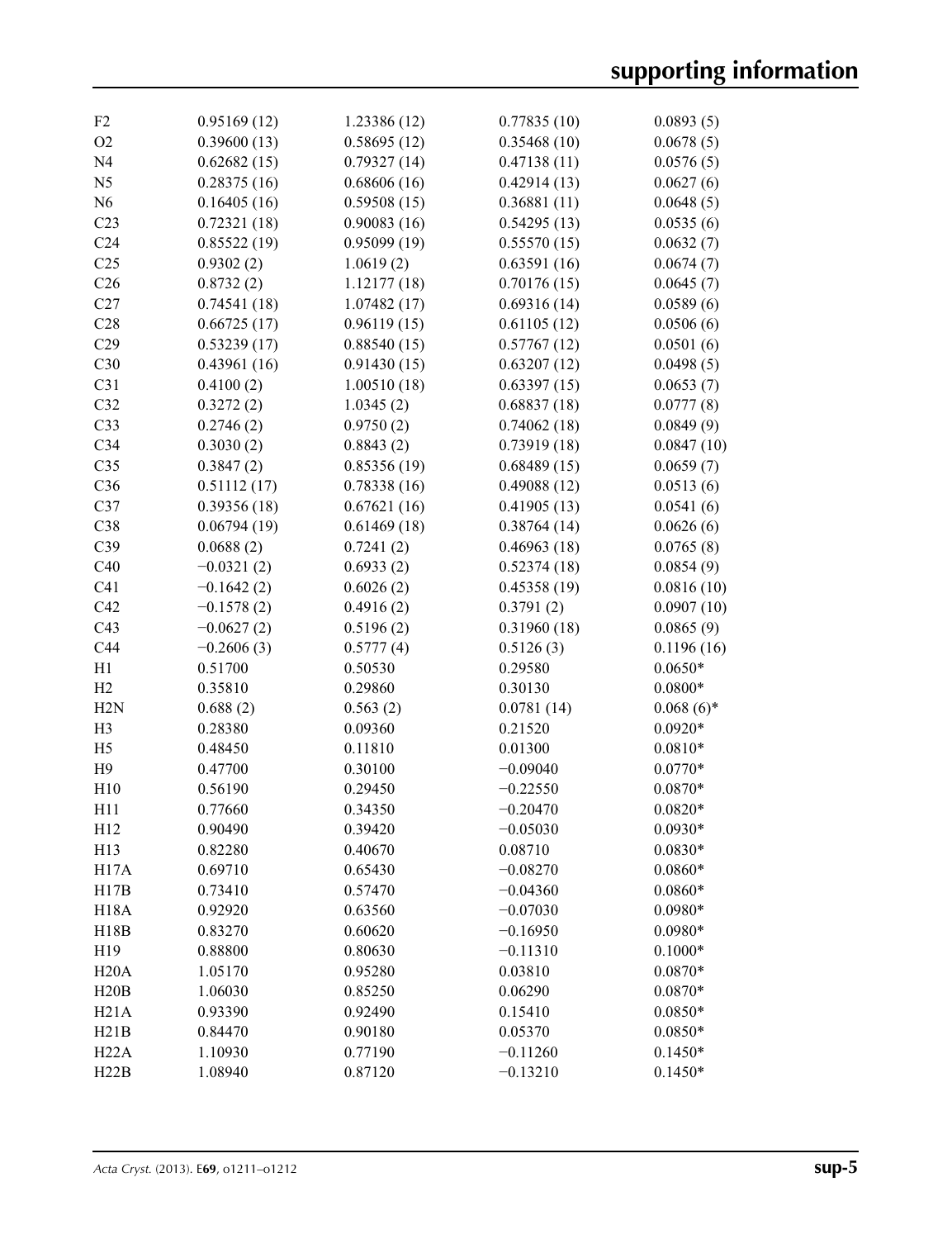| | | | | |
|---|---|---|---|---|
| F2 | 0.95169 (12) | 1.23386 (12) | 0.77835 (10) | 0.0893 (5) |
| O2 | 0.39600 (13) | 0.58695 (12) | 0.35468 (10) | 0.0678 (5) |
| N4 | 0.62682 (15) | 0.79327 (14) | 0.47138 (11) | 0.0576 (5) |
| N5 | 0.28375 (16) | 0.68606 (16) | 0.42914 (13) | 0.0627 (6) |
| N6 | 0.16405 (16) | 0.59508 (15) | 0.36881 (11) | 0.0648 (5) |
| C23 | 0.72321 (18) | 0.90083 (16) | 0.54295 (13) | 0.0535 (6) |
| C24 | 0.85522 (19) | 0.95099 (19) | 0.55570 (15) | 0.0632 (7) |
| C25 | 0.9302 (2) | 1.0619 (2) | 0.63591 (16) | 0.0674 (7) |
| C26 | 0.8732 (2) | 1.12177 (18) | 0.70176 (15) | 0.0645 (7) |
| C27 | 0.74541 (18) | 1.07482 (17) | 0.69316 (14) | 0.0589 (6) |
| C28 | 0.66725 (17) | 0.96119 (15) | 0.61105 (12) | 0.0506 (6) |
| C29 | 0.53239 (17) | 0.88540 (15) | 0.57767 (12) | 0.0501 (6) |
| C30 | 0.43961 (16) | 0.91430 (15) | 0.63207 (12) | 0.0498 (5) |
| C31 | 0.4100 (2) | 1.00510 (18) | 0.63397 (15) | 0.0653 (7) |
| C32 | 0.3272 (2) | 1.0345 (2) | 0.68837 (18) | 0.0777 (8) |
| C33 | 0.2746 (2) | 0.9750 (2) | 0.74062 (18) | 0.0849 (9) |
| C34 | 0.3030 (2) | 0.8843 (2) | 0.73919 (18) | 0.0847 (10) |
| C35 | 0.3847 (2) | 0.85356 (19) | 0.68489 (15) | 0.0659 (7) |
| C36 | 0.51112 (17) | 0.78338 (16) | 0.49088 (12) | 0.0513 (6) |
| C37 | 0.39356 (18) | 0.67621 (16) | 0.41905 (13) | 0.0541 (6) |
| C38 | 0.06794 (19) | 0.61469 (18) | 0.38764 (14) | 0.0626 (6) |
| C39 | 0.0688 (2) | 0.7241 (2) | 0.46963 (18) | 0.0765 (8) |
| C40 | −0.0321 (2) | 0.6933 (2) | 0.52374 (18) | 0.0854 (9) |
| C41 | −0.1642 (2) | 0.6026 (2) | 0.45358 (19) | 0.0816 (10) |
| C42 | −0.1578 (2) | 0.4916 (2) | 0.3791 (2) | 0.0907 (10) |
| C43 | −0.0627 (2) | 0.5196 (2) | 0.31960 (18) | 0.0865 (9) |
| C44 | −0.2606 (3) | 0.5777 (4) | 0.5126 (3) | 0.1196 (16) |
| H1 | 0.51700 | 0.50530 | 0.29580 | 0.0650* |
| H2 | 0.35810 | 0.29860 | 0.30130 | 0.0800* |
| H2N | 0.688 (2) | 0.563 (2) | 0.0781 (14) | 0.068 (6)* |
| H3 | 0.28380 | 0.09360 | 0.21520 | 0.0920* |
| H5 | 0.48450 | 0.11810 | 0.01300 | 0.0810* |
| H9 | 0.47700 | 0.30100 | −0.09040 | 0.0770* |
| H10 | 0.56190 | 0.29450 | −0.22550 | 0.0870* |
| H11 | 0.77660 | 0.34350 | −0.20470 | 0.0820* |
| H12 | 0.90490 | 0.39420 | −0.05030 | 0.0930* |
| H13 | 0.82280 | 0.40670 | 0.08710 | 0.0830* |
| H17A | 0.69710 | 0.65430 | −0.08270 | 0.0860* |
| H17B | 0.73410 | 0.57470 | −0.04360 | 0.0860* |
| H18A | 0.92920 | 0.63560 | −0.07030 | 0.0980* |
| H18B | 0.83270 | 0.60620 | −0.16950 | 0.0980* |
| H19 | 0.88800 | 0.80630 | −0.11310 | 0.1000* |
| H20A | 1.05170 | 0.95280 | 0.03810 | 0.0870* |
| H20B | 1.06030 | 0.85250 | 0.06290 | 0.0870* |
| H21A | 0.93390 | 0.92490 | 0.15410 | 0.0850* |
| H21B | 0.84470 | 0.90180 | 0.05370 | 0.0850* |
| H22A | 1.10930 | 0.77190 | −0.11260 | 0.1450* |
| H22B | 1.08940 | 0.87120 | −0.13210 | 0.1450* |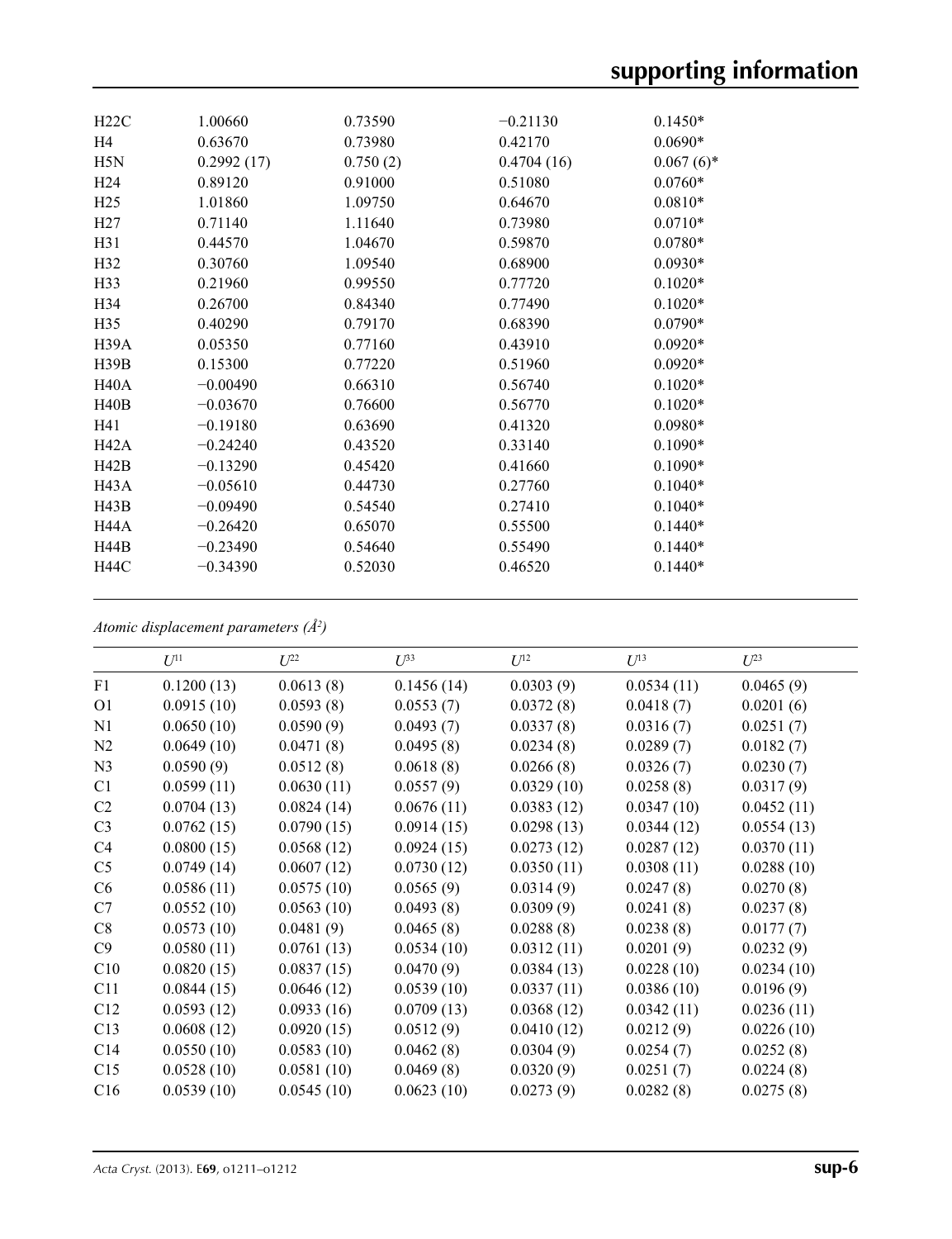| | | | | |
|---|---|---|---|---|
| H22C | 1.00660 | 0.73590 | −0.21130 | 0.1450* |
| H4 | 0.63670 | 0.73980 | 0.42170 | 0.0690* |
| H5N | 0.2992 (17) | 0.750 (2) | 0.4704 (16) | 0.067 (6)* |
| H24 | 0.89120 | 0.91000 | 0.51080 | 0.0760* |
| H25 | 1.01860 | 1.09750 | 0.64670 | 0.0810* |
| H27 | 0.71140 | 1.11640 | 0.73980 | 0.0710* |
| H31 | 0.44570 | 1.04670 | 0.59870 | 0.0780* |
| H32 | 0.30760 | 1.09540 | 0.68900 | 0.0930* |
| H33 | 0.21960 | 0.99550 | 0.77720 | 0.1020* |
| H34 | 0.26700 | 0.84340 | 0.77490 | 0.1020* |
| H35 | 0.40290 | 0.79170 | 0.68390 | 0.0790* |
| H39A | 0.05350 | 0.77160 | 0.43910 | 0.0920* |
| H39B | 0.15300 | 0.77220 | 0.51960 | 0.0920* |
| H40A | −0.00490 | 0.66310 | 0.56740 | 0.1020* |
| H40B | −0.03670 | 0.76600 | 0.56770 | 0.1020* |
| H41 | −0.19180 | 0.63690 | 0.41320 | 0.0980* |
| H42A | −0.24240 | 0.43520 | 0.33140 | 0.1090* |
| H42B | −0.13290 | 0.45420 | 0.41660 | 0.1090* |
| H43A | −0.05610 | 0.44730 | 0.27760 | 0.1040* |
| H43B | −0.09490 | 0.54540 | 0.27410 | 0.1040* |
| H44A | −0.26420 | 0.65070 | 0.55500 | 0.1440* |
| H44B | −0.23490 | 0.54640 | 0.55490 | 0.1440* |
| H44C | −0.34390 | 0.52030 | 0.46520 | 0.1440* |

*Atomic displacement parameters (Å²)*

| | $U^{11}$ | $U^{22}$ | $U^{33}$ | $U^{12}$ | $U^{13}$ | $U^{23}$ |
|---|---|---|---|---|---|---|
| F1 | 0.1200 (13) | 0.0613 (8) | 0.1456 (14) | 0.0303 (9) | 0.0534 (11) | 0.0465 (9) |
| O1 | 0.0915 (10) | 0.0593 (8) | 0.0553 (7) | 0.0372 (8) | 0.0418 (7) | 0.0201 (6) |
| N1 | 0.0650 (10) | 0.0590 (9) | 0.0493 (7) | 0.0337 (8) | 0.0316 (7) | 0.0251 (7) |
| N2 | 0.0649 (10) | 0.0471 (8) | 0.0495 (8) | 0.0234 (8) | 0.0289 (7) | 0.0182 (7) |
| N3 | 0.0590 (9) | 0.0512 (8) | 0.0618 (8) | 0.0266 (8) | 0.0326 (7) | 0.0230 (7) |
| C1 | 0.0599 (11) | 0.0630 (11) | 0.0557 (9) | 0.0329 (10) | 0.0258 (8) | 0.0317 (9) |
| C2 | 0.0704 (13) | 0.0824 (14) | 0.0676 (11) | 0.0383 (12) | 0.0347 (10) | 0.0452 (11) |
| C3 | 0.0762 (15) | 0.0790 (15) | 0.0914 (15) | 0.0298 (13) | 0.0344 (12) | 0.0554 (13) |
| C4 | 0.0800 (15) | 0.0568 (12) | 0.0924 (15) | 0.0273 (12) | 0.0287 (12) | 0.0370 (11) |
| C5 | 0.0749 (14) | 0.0607 (12) | 0.0730 (12) | 0.0350 (11) | 0.0308 (11) | 0.0288 (10) |
| C6 | 0.0586 (11) | 0.0575 (10) | 0.0565 (9) | 0.0314 (9) | 0.0247 (8) | 0.0270 (8) |
| C7 | 0.0552 (10) | 0.0563 (10) | 0.0493 (8) | 0.0309 (9) | 0.0241 (8) | 0.0237 (8) |
| C8 | 0.0573 (10) | 0.0481 (9) | 0.0465 (8) | 0.0288 (8) | 0.0238 (8) | 0.0177 (7) |
| C9 | 0.0580 (11) | 0.0761 (13) | 0.0534 (10) | 0.0312 (11) | 0.0201 (9) | 0.0232 (9) |
| C10 | 0.0820 (15) | 0.0837 (15) | 0.0470 (9) | 0.0384 (13) | 0.0228 (10) | 0.0234 (10) |
| C11 | 0.0844 (15) | 0.0646 (12) | 0.0539 (10) | 0.0337 (11) | 0.0386 (10) | 0.0196 (9) |
| C12 | 0.0593 (12) | 0.0933 (16) | 0.0709 (13) | 0.0368 (12) | 0.0342 (11) | 0.0236 (11) |
| C13 | 0.0608 (12) | 0.0920 (15) | 0.0512 (9) | 0.0410 (12) | 0.0212 (9) | 0.0226 (10) |
| C14 | 0.0550 (10) | 0.0583 (10) | 0.0462 (8) | 0.0304 (9) | 0.0254 (7) | 0.0252 (8) |
| C15 | 0.0528 (10) | 0.0581 (10) | 0.0469 (8) | 0.0320 (9) | 0.0251 (7) | 0.0224 (8) |
| C16 | 0.0539 (10) | 0.0545 (10) | 0.0623 (10) | 0.0273 (9) | 0.0282 (8) | 0.0275 (8) |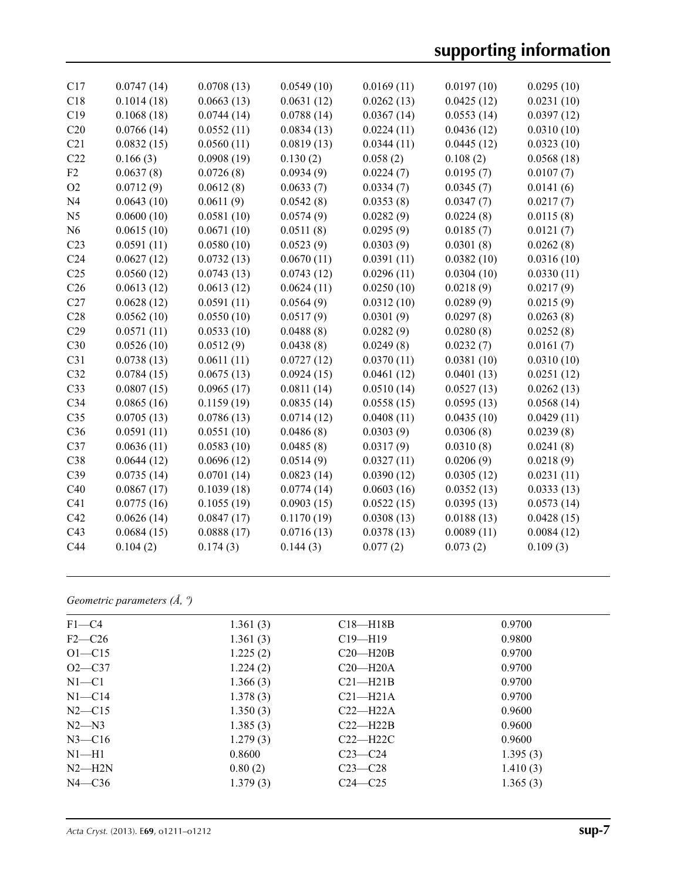| | | | | | | |
|---|---|---|---|---|---|---|
| C17 | 0.0747 (14) | 0.0708 (13) | 0.0549 (10) | 0.0169 (11) | 0.0197 (10) | 0.0295 (10) |
| C18 | 0.1014 (18) | 0.0663 (13) | 0.0631 (12) | 0.0262 (13) | 0.0425 (12) | 0.0231 (10) |
| C19 | 0.1068 (18) | 0.0744 (14) | 0.0788 (14) | 0.0367 (14) | 0.0553 (14) | 0.0397 (12) |
| C20 | 0.0766 (14) | 0.0552 (11) | 0.0834 (13) | 0.0224 (11) | 0.0436 (12) | 0.0310 (10) |
| C21 | 0.0832 (15) | 0.0560 (11) | 0.0819 (13) | 0.0344 (11) | 0.0445 (12) | 0.0323 (10) |
| C22 | 0.166 (3) | 0.0908 (19) | 0.130 (2) | 0.058 (2) | 0.108 (2) | 0.0568 (18) |
| F2 | 0.0637 (8) | 0.0726 (8) | 0.0934 (9) | 0.0224 (7) | 0.0195 (7) | 0.0107 (7) |
| O2 | 0.0712 (9) | 0.0612 (8) | 0.0633 (7) | 0.0334 (7) | 0.0345 (7) | 0.0141 (6) |
| N4 | 0.0643 (10) | 0.0611 (9) | 0.0542 (8) | 0.0353 (8) | 0.0347 (7) | 0.0217 (7) |
| N5 | 0.0600 (10) | 0.0581 (10) | 0.0574 (9) | 0.0282 (9) | 0.0224 (8) | 0.0115 (8) |
| N6 | 0.0615 (10) | 0.0671 (10) | 0.0511 (8) | 0.0295 (9) | 0.0185 (7) | 0.0121 (7) |
| C23 | 0.0591 (11) | 0.0580 (10) | 0.0523 (9) | 0.0303 (9) | 0.0301 (8) | 0.0262 (8) |
| C24 | 0.0627 (12) | 0.0732 (13) | 0.0670 (11) | 0.0391 (11) | 0.0382 (10) | 0.0316 (10) |
| C25 | 0.0560 (12) | 0.0743 (13) | 0.0743 (12) | 0.0296 (11) | 0.0304 (10) | 0.0330 (11) |
| C26 | 0.0613 (12) | 0.0613 (12) | 0.0624 (11) | 0.0250 (10) | 0.0218 (9) | 0.0217 (9) |
| C27 | 0.0628 (12) | 0.0591 (11) | 0.0564 (9) | 0.0312 (10) | 0.0289 (9) | 0.0215 (9) |
| C28 | 0.0562 (10) | 0.0550 (10) | 0.0517 (9) | 0.0301 (9) | 0.0297 (8) | 0.0263 (8) |
| C29 | 0.0571 (11) | 0.0533 (10) | 0.0488 (8) | 0.0282 (9) | 0.0280 (8) | 0.0252 (8) |
| C30 | 0.0526 (10) | 0.0512 (9) | 0.0438 (8) | 0.0249 (8) | 0.0232 (7) | 0.0161 (7) |
| C31 | 0.0738 (13) | 0.0611 (11) | 0.0727 (12) | 0.0370 (11) | 0.0381 (10) | 0.0310 (10) |
| C32 | 0.0784 (15) | 0.0675 (13) | 0.0924 (15) | 0.0461 (12) | 0.0401 (13) | 0.0251 (12) |
| C33 | 0.0807 (15) | 0.0965 (17) | 0.0811 (14) | 0.0510 (14) | 0.0527 (13) | 0.0262 (13) |
| C34 | 0.0865 (16) | 0.1159 (19) | 0.0835 (14) | 0.0558 (15) | 0.0595 (13) | 0.0568 (14) |
| C35 | 0.0705 (13) | 0.0786 (13) | 0.0714 (12) | 0.0408 (11) | 0.0435 (10) | 0.0429 (11) |
| C36 | 0.0591 (11) | 0.0551 (10) | 0.0486 (8) | 0.0303 (9) | 0.0306 (8) | 0.0239 (8) |
| C37 | 0.0636 (11) | 0.0583 (10) | 0.0485 (8) | 0.0317 (9) | 0.0310 (8) | 0.0241 (8) |
| C38 | 0.0644 (12) | 0.0696 (12) | 0.0514 (9) | 0.0327 (11) | 0.0206 (9) | 0.0218 (9) |
| C39 | 0.0735 (14) | 0.0701 (14) | 0.0823 (14) | 0.0390 (12) | 0.0305 (12) | 0.0231 (11) |
| C40 | 0.0867 (17) | 0.1039 (18) | 0.0774 (14) | 0.0603 (16) | 0.0352 (13) | 0.0333 (13) |
| C41 | 0.0775 (16) | 0.1055 (19) | 0.0903 (15) | 0.0522 (15) | 0.0395 (13) | 0.0573 (14) |
| C42 | 0.0626 (14) | 0.0847 (17) | 0.1170 (19) | 0.0308 (13) | 0.0188 (13) | 0.0428 (15) |
| C43 | 0.0684 (15) | 0.0888 (17) | 0.0716 (13) | 0.0378 (13) | 0.0089 (11) | 0.0084 (12) |
| C44 | 0.104 (2) | 0.174 (3) | 0.144 (3) | 0.077 (2) | 0.073 (2) | 0.109 (3) |

*Geometric parameters (Å, º)*

| | | | |
|---|---|---|---|
| F1—C4 | 1.361 (3) | C18—H18B | 0.9700 |
| F2—C26 | 1.361 (3) | C19—H19 | 0.9800 |
| O1—C15 | 1.225 (2) | C20—H20B | 0.9700 |
| O2—C37 | 1.224 (2) | C20—H20A | 0.9700 |
| N1—C1 | 1.366 (3) | C21—H21B | 0.9700 |
| N1—C14 | 1.378 (3) | C21—H21A | 0.9700 |
| N2—C15 | 1.350 (3) | C22—H22A | 0.9600 |
| N2—N3 | 1.385 (3) | C22—H22B | 0.9600 |
| N3—C16 | 1.279 (3) | C22—H22C | 0.9600 |
| N1—H1 | 0.8600 | C23—C24 | 1.395 (3) |
| N2—H2N | 0.80 (2) | C23—C28 | 1.410 (3) |
| N4—C36 | 1.379 (3) | C24—C25 | 1.365 (3) |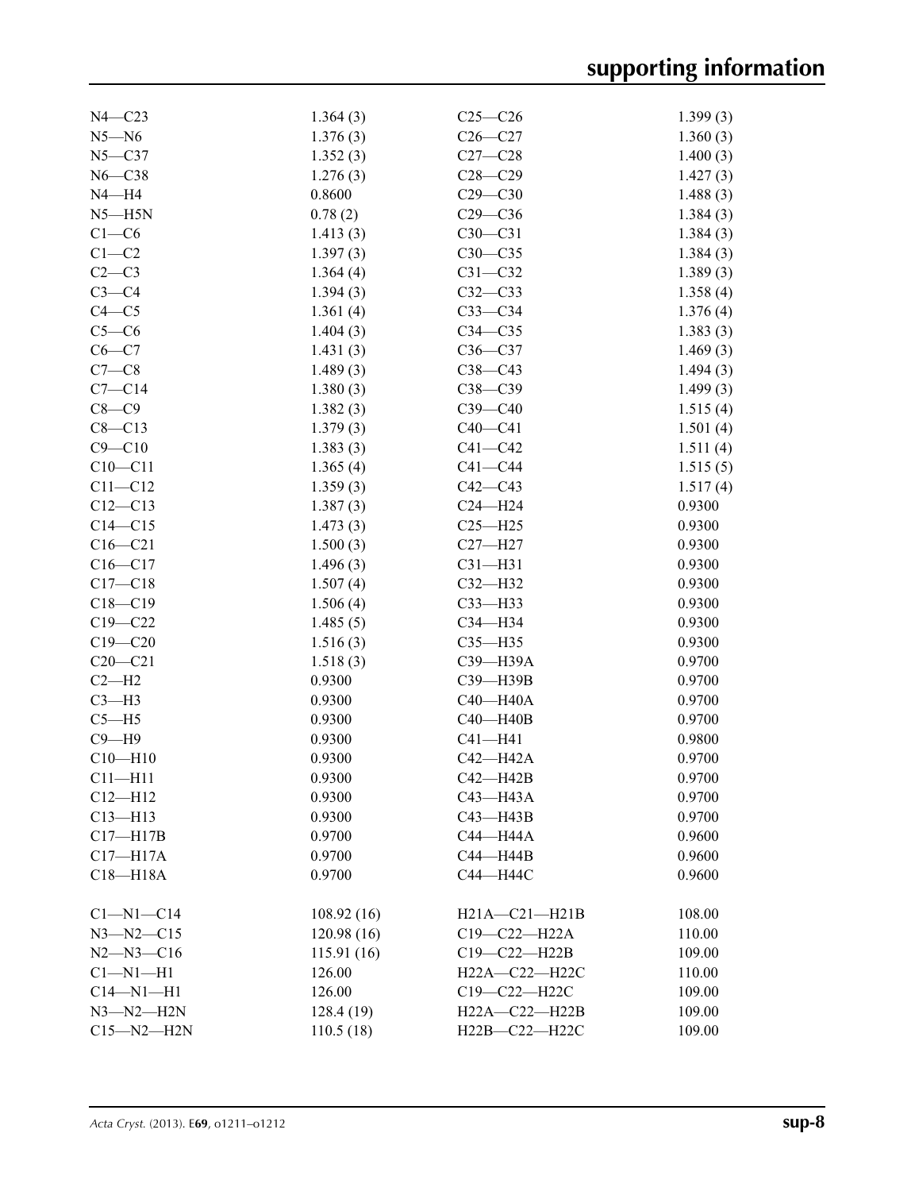| | | | |
|---|---|---|---|
| N4—C23 | 1.364 (3) | C25—C26 | 1.399 (3) |
| N5—N6 | 1.376 (3) | C26—C27 | 1.360 (3) |
| N5—C37 | 1.352 (3) | C27—C28 | 1.400 (3) |
| N6—C38 | 1.276 (3) | C28—C29 | 1.427 (3) |
| N4—H4 | 0.8600 | C29—C30 | 1.488 (3) |
| N5—H5N | 0.78 (2) | C29—C36 | 1.384 (3) |
| C1—C6 | 1.413 (3) | C30—C31 | 1.384 (3) |
| C1—C2 | 1.397 (3) | C30—C35 | 1.384 (3) |
| C2—C3 | 1.364 (4) | C31—C32 | 1.389 (3) |
| C3—C4 | 1.394 (3) | C32—C33 | 1.358 (4) |
| C4—C5 | 1.361 (4) | C33—C34 | 1.376 (4) |
| C5—C6 | 1.404 (3) | C34—C35 | 1.383 (3) |
| C6—C7 | 1.431 (3) | C36—C37 | 1.469 (3) |
| C7—C8 | 1.489 (3) | C38—C43 | 1.494 (3) |
| C7—C14 | 1.380 (3) | C38—C39 | 1.499 (3) |
| C8—C9 | 1.382 (3) | C39—C40 | 1.515 (4) |
| C8—C13 | 1.379 (3) | C40—C41 | 1.501 (4) |
| C9—C10 | 1.383 (3) | C41—C42 | 1.511 (4) |
| C10—C11 | 1.365 (4) | C41—C44 | 1.515 (5) |
| C11—C12 | 1.359 (3) | C42—C43 | 1.517 (4) |
| C12—C13 | 1.387 (3) | C24—H24 | 0.9300 |
| C14—C15 | 1.473 (3) | C25—H25 | 0.9300 |
| C16—C21 | 1.500 (3) | C27—H27 | 0.9300 |
| C16—C17 | 1.496 (3) | C31—H31 | 0.9300 |
| C17—C18 | 1.507 (4) | C32—H32 | 0.9300 |
| C18—C19 | 1.506 (4) | C33—H33 | 0.9300 |
| C19—C22 | 1.485 (5) | C34—H34 | 0.9300 |
| C19—C20 | 1.516 (3) | C35—H35 | 0.9300 |
| C20—C21 | 1.518 (3) | C39—H39A | 0.9700 |
| C2—H2 | 0.9300 | C39—H39B | 0.9700 |
| C3—H3 | 0.9300 | C40—H40A | 0.9700 |
| C5—H5 | 0.9300 | C40—H40B | 0.9700 |
| C9—H9 | 0.9300 | C41—H41 | 0.9800 |
| C10—H10 | 0.9300 | C42—H42A | 0.9700 |
| C11—H11 | 0.9300 | C42—H42B | 0.9700 |
| C12—H12 | 0.9300 | C43—H43A | 0.9700 |
| C13—H13 | 0.9300 | C43—H43B | 0.9700 |
| C17—H17B | 0.9700 | C44—H44A | 0.9600 |
| C17—H17A | 0.9700 | C44—H44B | 0.9600 |
| C18—H18A | 0.9700 | C44—H44C | 0.9600 |
| | | | |
| C1—N1—C14 | 108.92 (16) | H21A—C21—H21B | 108.00 |
| N3—N2—C15 | 120.98 (16) | C19—C22—H22A | 110.00 |
| N2—N3—C16 | 115.91 (16) | C19—C22—H22B | 109.00 |
| C1—N1—H1 | 126.00 | H22A—C22—H22C | 110.00 |
| C14—N1—H1 | 126.00 | C19—C22—H22C | 109.00 |
| N3—N2—H2N | 128.4 (19) | H22A—C22—H22B | 109.00 |
| C15—N2—H2N | 110.5 (18) | H22B—C22—H22C | 109.00 |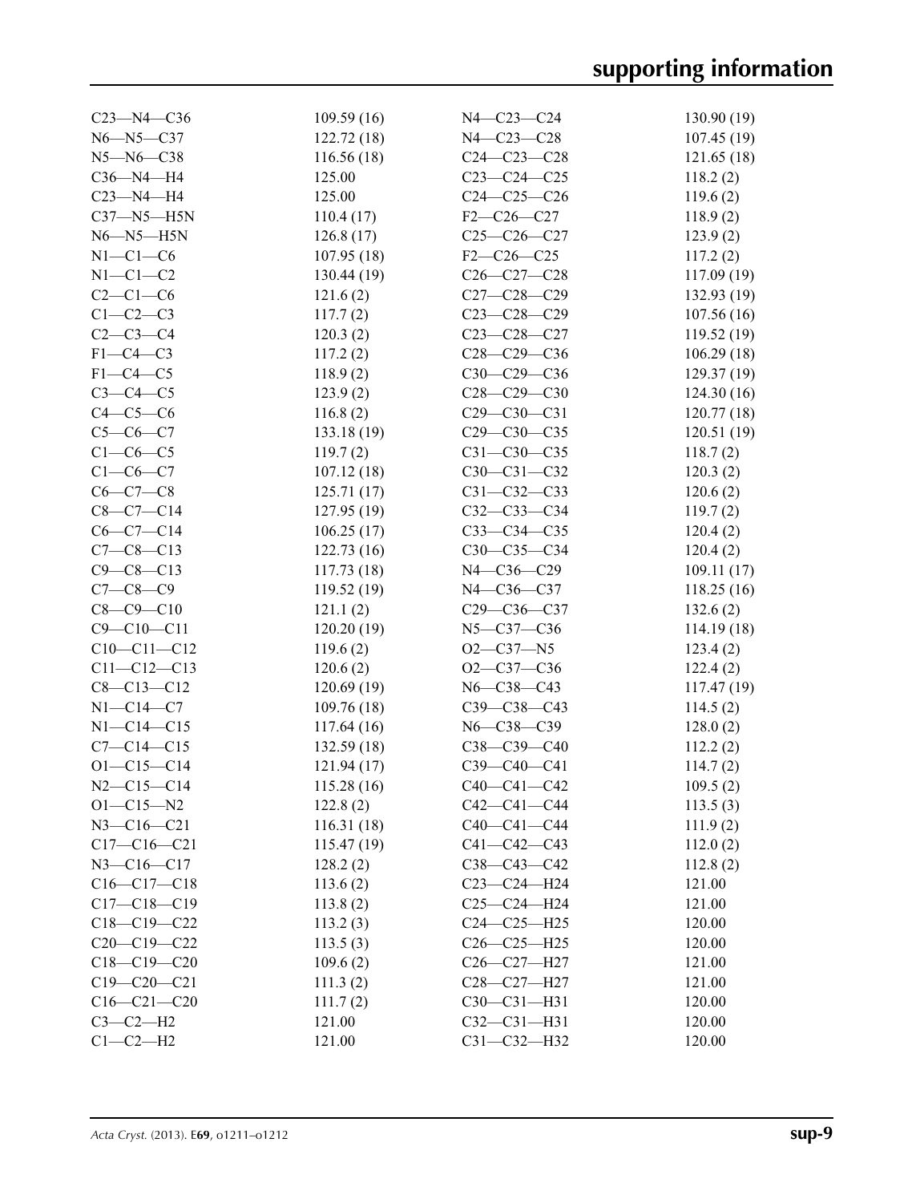| | | | |
|---|---|---|---|
| C23—N4—C36 | 109.59 (16) | N4—C23—C24 | 130.90 (19) |
| N6—N5—C37 | 122.72 (18) | N4—C23—C28 | 107.45 (19) |
| N5—N6—C38 | 116.56 (18) | C24—C23—C28 | 121.65 (18) |
| C36—N4—H4 | 125.00 | C23—C24—C25 | 118.2 (2) |
| C23—N4—H4 | 125.00 | C24—C25—C26 | 119.6 (2) |
| C37—N5—H5N | 110.4 (17) | F2—C26—C27 | 118.9 (2) |
| N6—N5—H5N | 126.8 (17) | C25—C26—C27 | 123.9 (2) |
| N1—C1—C6 | 107.95 (18) | F2—C26—C25 | 117.2 (2) |
| N1—C1—C2 | 130.44 (19) | C26—C27—C28 | 117.09 (19) |
| C2—C1—C6 | 121.6 (2) | C27—C28—C29 | 132.93 (19) |
| C1—C2—C3 | 117.7 (2) | C23—C28—C29 | 107.56 (16) |
| C2—C3—C4 | 120.3 (2) | C23—C28—C27 | 119.52 (19) |
| F1—C4—C3 | 117.2 (2) | C28—C29—C36 | 106.29 (18) |
| F1—C4—C5 | 118.9 (2) | C30—C29—C36 | 129.37 (19) |
| C3—C4—C5 | 123.9 (2) | C28—C29—C30 | 124.30 (16) |
| C4—C5—C6 | 116.8 (2) | C29—C30—C31 | 120.77 (18) |
| C5—C6—C7 | 133.18 (19) | C29—C30—C35 | 120.51 (19) |
| C1—C6—C5 | 119.7 (2) | C31—C30—C35 | 118.7 (2) |
| C1—C6—C7 | 107.12 (18) | C30—C31—C32 | 120.3 (2) |
| C6—C7—C8 | 125.71 (17) | C31—C32—C33 | 120.6 (2) |
| C8—C7—C14 | 127.95 (19) | C32—C33—C34 | 119.7 (2) |
| C6—C7—C14 | 106.25 (17) | C33—C34—C35 | 120.4 (2) |
| C7—C8—C13 | 122.73 (16) | C30—C35—C34 | 120.4 (2) |
| C9—C8—C13 | 117.73 (18) | N4—C36—C29 | 109.11 (17) |
| C7—C8—C9 | 119.52 (19) | N4—C36—C37 | 118.25 (16) |
| C8—C9—C10 | 121.1 (2) | C29—C36—C37 | 132.6 (2) |
| C9—C10—C11 | 120.20 (19) | N5—C37—C36 | 114.19 (18) |
| C10—C11—C12 | 119.6 (2) | O2—C37—N5 | 123.4 (2) |
| C11—C12—C13 | 120.6 (2) | O2—C37—C36 | 122.4 (2) |
| C8—C13—C12 | 120.69 (19) | N6—C38—C43 | 117.47 (19) |
| N1—C14—C7 | 109.76 (18) | C39—C38—C43 | 114.5 (2) |
| N1—C14—C15 | 117.64 (16) | N6—C38—C39 | 128.0 (2) |
| C7—C14—C15 | 132.59 (18) | C38—C39—C40 | 112.2 (2) |
| O1—C15—C14 | 121.94 (17) | C39—C40—C41 | 114.7 (2) |
| N2—C15—C14 | 115.28 (16) | C40—C41—C42 | 109.5 (2) |
| O1—C15—N2 | 122.8 (2) | C42—C41—C44 | 113.5 (3) |
| N3—C16—C21 | 116.31 (18) | C40—C41—C44 | 111.9 (2) |
| C17—C16—C21 | 115.47 (19) | C41—C42—C43 | 112.0 (2) |
| N3—C16—C17 | 128.2 (2) | C38—C43—C42 | 112.8 (2) |
| C16—C17—C18 | 113.6 (2) | C23—C24—H24 | 121.00 |
| C17—C18—C19 | 113.8 (2) | C25—C24—H24 | 121.00 |
| C18—C19—C22 | 113.2 (3) | C24—C25—H25 | 120.00 |
| C20—C19—C22 | 113.5 (3) | C26—C25—H25 | 120.00 |
| C18—C19—C20 | 109.6 (2) | C26—C27—H27 | 121.00 |
| C19—C20—C21 | 111.3 (2) | C28—C27—H27 | 121.00 |
| C16—C21—C20 | 111.7 (2) | C30—C31—H31 | 120.00 |
| C3—C2—H2 | 121.00 | C32—C31—H31 | 120.00 |
| C1—C2—H2 | 121.00 | C31—C32—H32 | 120.00 |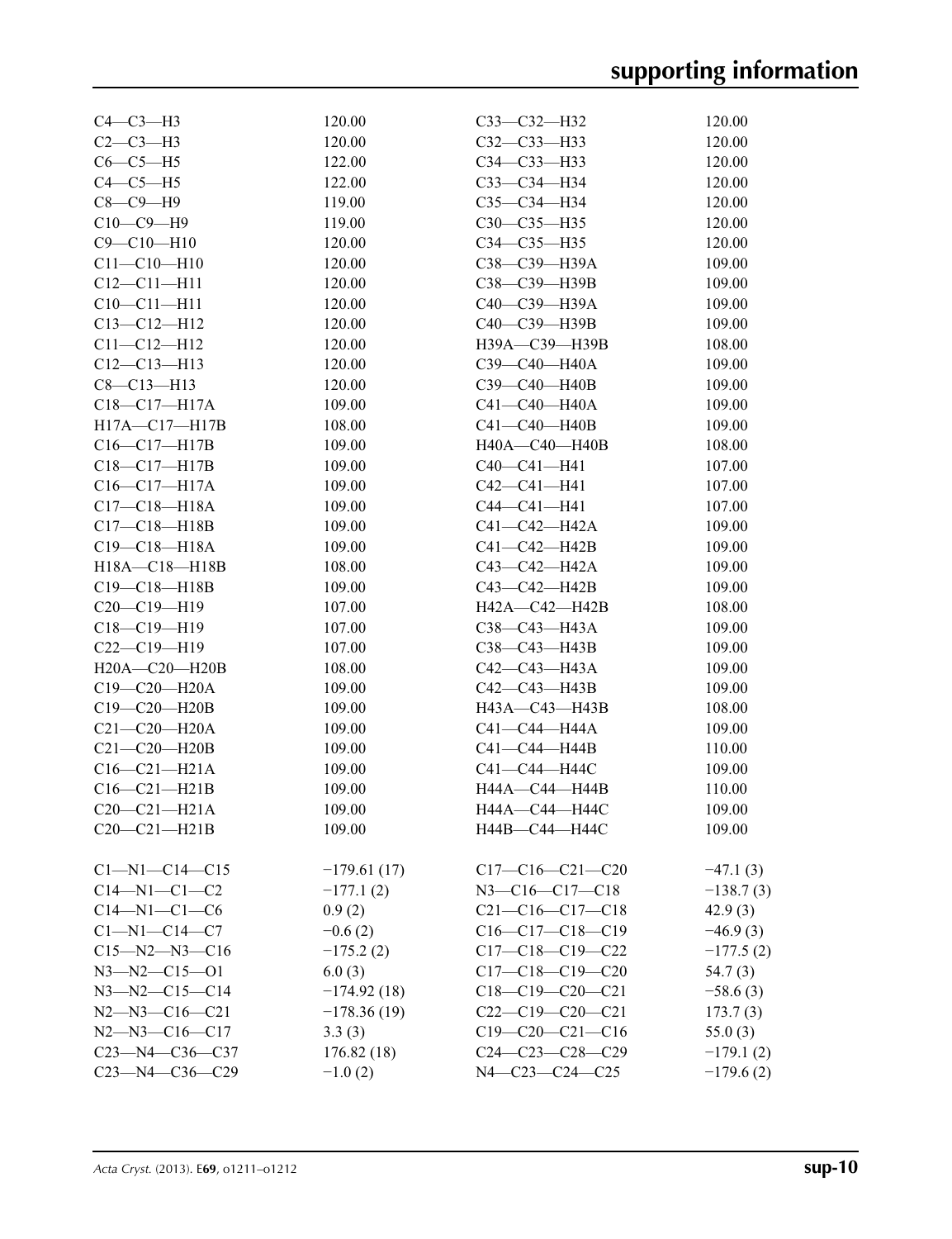| | | | |
|---|---|---|---|
| C4—C3—H3 | 120.00 | C33—C32—H32 | 120.00 |
| C2—C3—H3 | 120.00 | C32—C33—H33 | 120.00 |
| C6—C5—H5 | 122.00 | C34—C33—H33 | 120.00 |
| C4—C5—H5 | 122.00 | C33—C34—H34 | 120.00 |
| C8—C9—H9 | 119.00 | C35—C34—H34 | 120.00 |
| C10—C9—H9 | 119.00 | C30—C35—H35 | 120.00 |
| C9—C10—H10 | 120.00 | C34—C35—H35 | 120.00 |
| C11—C10—H10 | 120.00 | C38—C39—H39A | 109.00 |
| C12—C11—H11 | 120.00 | C38—C39—H39B | 109.00 |
| C10—C11—H11 | 120.00 | C40—C39—H39A | 109.00 |
| C13—C12—H12 | 120.00 | C40—C39—H39B | 109.00 |
| C11—C12—H12 | 120.00 | H39A—C39—H39B | 108.00 |
| C12—C13—H13 | 120.00 | C39—C40—H40A | 109.00 |
| C8—C13—H13 | 120.00 | C39—C40—H40B | 109.00 |
| C18—C17—H17A | 109.00 | C41—C40—H40A | 109.00 |
| H17A—C17—H17B | 108.00 | C41—C40—H40B | 109.00 |
| C16—C17—H17B | 109.00 | H40A—C40—H40B | 108.00 |
| C18—C17—H17B | 109.00 | C40—C41—H41 | 107.00 |
| C16—C17—H17A | 109.00 | C42—C41—H41 | 107.00 |
| C17—C18—H18A | 109.00 | C44—C41—H41 | 107.00 |
| C17—C18—H18B | 109.00 | C41—C42—H42A | 109.00 |
| C19—C18—H18A | 109.00 | C41—C42—H42B | 109.00 |
| H18A—C18—H18B | 108.00 | C43—C42—H42A | 109.00 |
| C19—C18—H18B | 109.00 | C43—C42—H42B | 109.00 |
| C20—C19—H19 | 107.00 | H42A—C42—H42B | 108.00 |
| C18—C19—H19 | 107.00 | C38—C43—H43A | 109.00 |
| C22—C19—H19 | 107.00 | C38—C43—H43B | 109.00 |
| H20A—C20—H20B | 108.00 | C42—C43—H43A | 109.00 |
| C19—C20—H20A | 109.00 | C42—C43—H43B | 109.00 |
| C19—C20—H20B | 109.00 | H43A—C43—H43B | 108.00 |
| C21—C20—H20A | 109.00 | C41—C44—H44A | 109.00 |
| C21—C20—H20B | 109.00 | C41—C44—H44B | 110.00 |
| C16—C21—H21A | 109.00 | C41—C44—H44C | 109.00 |
| C16—C21—H21B | 109.00 | H44A—C44—H44B | 110.00 |
| C20—C21—H21A | 109.00 | H44A—C44—H44C | 109.00 |
| C20—C21—H21B | 109.00 | H44B—C44—H44C | 109.00 |

| | | | |
|---|---|---|---|
| C1—N1—C14—C15 | −179.61 (17) | C17—C16—C21—C20 | −47.1 (3) |
| C14—N1—C1—C2 | −177.1 (2) | N3—C16—C17—C18 | −138.7 (3) |
| C14—N1—C1—C6 | 0.9 (2) | C21—C16—C17—C18 | 42.9 (3) |
| C1—N1—C14—C7 | −0.6 (2) | C16—C17—C18—C19 | −46.9 (3) |
| C15—N2—N3—C16 | −175.2 (2) | C17—C18—C19—C22 | −177.5 (2) |
| N3—N2—C15—O1 | 6.0 (3) | C17—C18—C19—C20 | 54.7 (3) |
| N3—N2—C15—C14 | −174.92 (18) | C18—C19—C20—C21 | −58.6 (3) |
| N2—N3—C16—C21 | −178.36 (19) | C22—C19—C20—C21 | 173.7 (3) |
| N2—N3—C16—C17 | 3.3 (3) | C19—C20—C21—C16 | 55.0 (3) |
| C23—N4—C36—C37 | 176.82 (18) | C24—C23—C28—C29 | −179.1 (2) |
| C23—N4—C36—C29 | −1.0 (2) | N4—C23—C24—C25 | −179.6 (2) |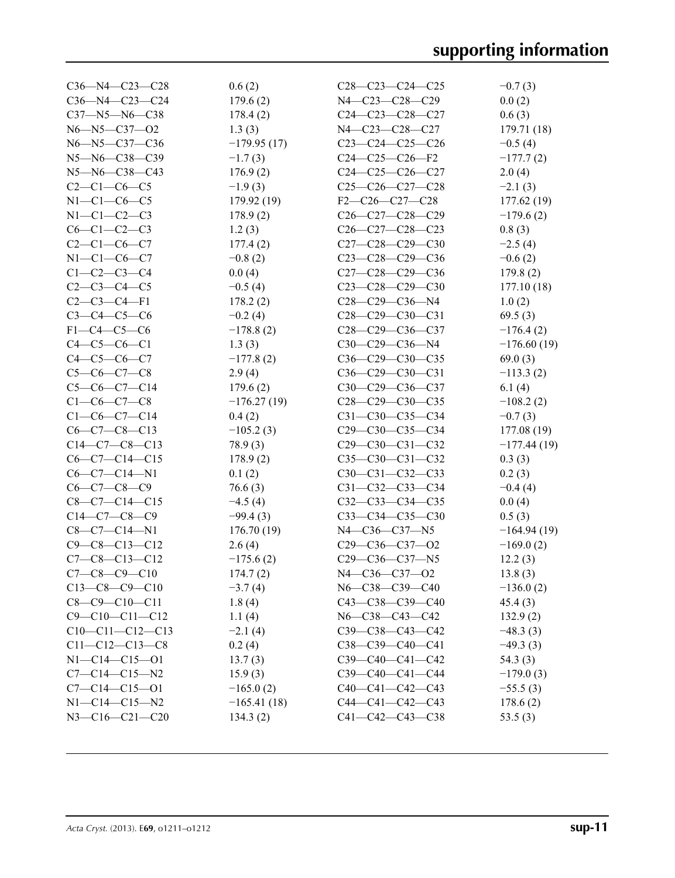| | | | |
|---|---|---|---|
| C36—N4—C23—C28 | 0.6 (2) | C28—C23—C24—C25 | −0.7 (3) |
| C36—N4—C23—C24 | 179.6 (2) | N4—C23—C28—C29 | 0.0 (2) |
| C37—N5—N6—C38 | 178.4 (2) | C24—C23—C28—C27 | 0.6 (3) |
| N6—N5—C37—O2 | 1.3 (3) | N4—C23—C28—C27 | 179.71 (18) |
| N6—N5—C37—C36 | −179.95 (17) | C23—C24—C25—C26 | −0.5 (4) |
| N5—N6—C38—C39 | −1.7 (3) | C24—C25—C26—F2 | −177.7 (2) |
| N5—N6—C38—C43 | 176.9 (2) | C24—C25—C26—C27 | 2.0 (4) |
| C2—C1—C6—C5 | −1.9 (3) | C25—C26—C27—C28 | −2.1 (3) |
| N1—C1—C6—C5 | 179.92 (19) | F2—C26—C27—C28 | 177.62 (19) |
| N1—C1—C2—C3 | 178.9 (2) | C26—C27—C28—C29 | −179.6 (2) |
| C6—C1—C2—C3 | 1.2 (3) | C26—C27—C28—C23 | 0.8 (3) |
| C2—C1—C6—C7 | 177.4 (2) | C27—C28—C29—C30 | −2.5 (4) |
| N1—C1—C6—C7 | −0.8 (2) | C23—C28—C29—C36 | −0.6 (2) |
| C1—C2—C3—C4 | 0.0 (4) | C27—C28—C29—C36 | 179.8 (2) |
| C2—C3—C4—C5 | −0.5 (4) | C23—C28—C29—C30 | 177.10 (18) |
| C2—C3—C4—F1 | 178.2 (2) | C28—C29—C36—N4 | 1.0 (2) |
| C3—C4—C5—C6 | −0.2 (4) | C28—C29—C30—C31 | 69.5 (3) |
| F1—C4—C5—C6 | −178.8 (2) | C28—C29—C36—C37 | −176.4 (2) |
| C4—C5—C6—C1 | 1.3 (3) | C30—C29—C36—N4 | −176.60 (19) |
| C4—C5—C6—C7 | −177.8 (2) | C36—C29—C30—C35 | 69.0 (3) |
| C5—C6—C7—C8 | 2.9 (4) | C36—C29—C30—C31 | −113.3 (2) |
| C5—C6—C7—C14 | 179.6 (2) | C30—C29—C36—C37 | 6.1 (4) |
| C1—C6—C7—C8 | −176.27 (19) | C28—C29—C30—C35 | −108.2 (2) |
| C1—C6—C7—C14 | 0.4 (2) | C31—C30—C35—C34 | −0.7 (3) |
| C6—C7—C8—C13 | −105.2 (3) | C29—C30—C35—C34 | 177.08 (19) |
| C14—C7—C8—C13 | 78.9 (3) | C29—C30—C31—C32 | −177.44 (19) |
| C6—C7—C14—C15 | 178.9 (2) | C35—C30—C31—C32 | 0.3 (3) |
| C6—C7—C14—N1 | 0.1 (2) | C30—C31—C32—C33 | 0.2 (3) |
| C6—C7—C8—C9 | 76.6 (3) | C31—C32—C33—C34 | −0.4 (4) |
| C8—C7—C14—C15 | −4.5 (4) | C32—C33—C34—C35 | 0.0 (4) |
| C14—C7—C8—C9 | −99.4 (3) | C33—C34—C35—C30 | 0.5 (3) |
| C8—C7—C14—N1 | 176.70 (19) | N4—C36—C37—N5 | −164.94 (19) |
| C9—C8—C13—C12 | 2.6 (4) | C29—C36—C37—O2 | −169.0 (2) |
| C7—C8—C13—C12 | −175.6 (2) | C29—C36—C37—N5 | 12.2 (3) |
| C7—C8—C9—C10 | 174.7 (2) | N4—C36—C37—O2 | 13.8 (3) |
| C13—C8—C9—C10 | −3.7 (4) | N6—C38—C39—C40 | −136.0 (2) |
| C8—C9—C10—C11 | 1.8 (4) | C43—C38—C39—C40 | 45.4 (3) |
| C9—C10—C11—C12 | 1.1 (4) | N6—C38—C43—C42 | 132.9 (2) |
| C10—C11—C12—C13 | −2.1 (4) | C39—C38—C43—C42 | −48.3 (3) |
| C11—C12—C13—C8 | 0.2 (4) | C38—C39—C40—C41 | −49.3 (3) |
| N1—C14—C15—O1 | 13.7 (3) | C39—C40—C41—C42 | 54.3 (3) |
| C7—C14—C15—N2 | 15.9 (3) | C39—C40—C41—C44 | −179.0 (3) |
| C7—C14—C15—O1 | −165.0 (2) | C40—C41—C42—C43 | −55.5 (3) |
| N1—C14—C15—N2 | −165.41 (18) | C44—C41—C42—C43 | 178.6 (2) |
| N3—C16—C21—C20 | 134.3 (2) | C41—C42—C43—C38 | 53.5 (3) |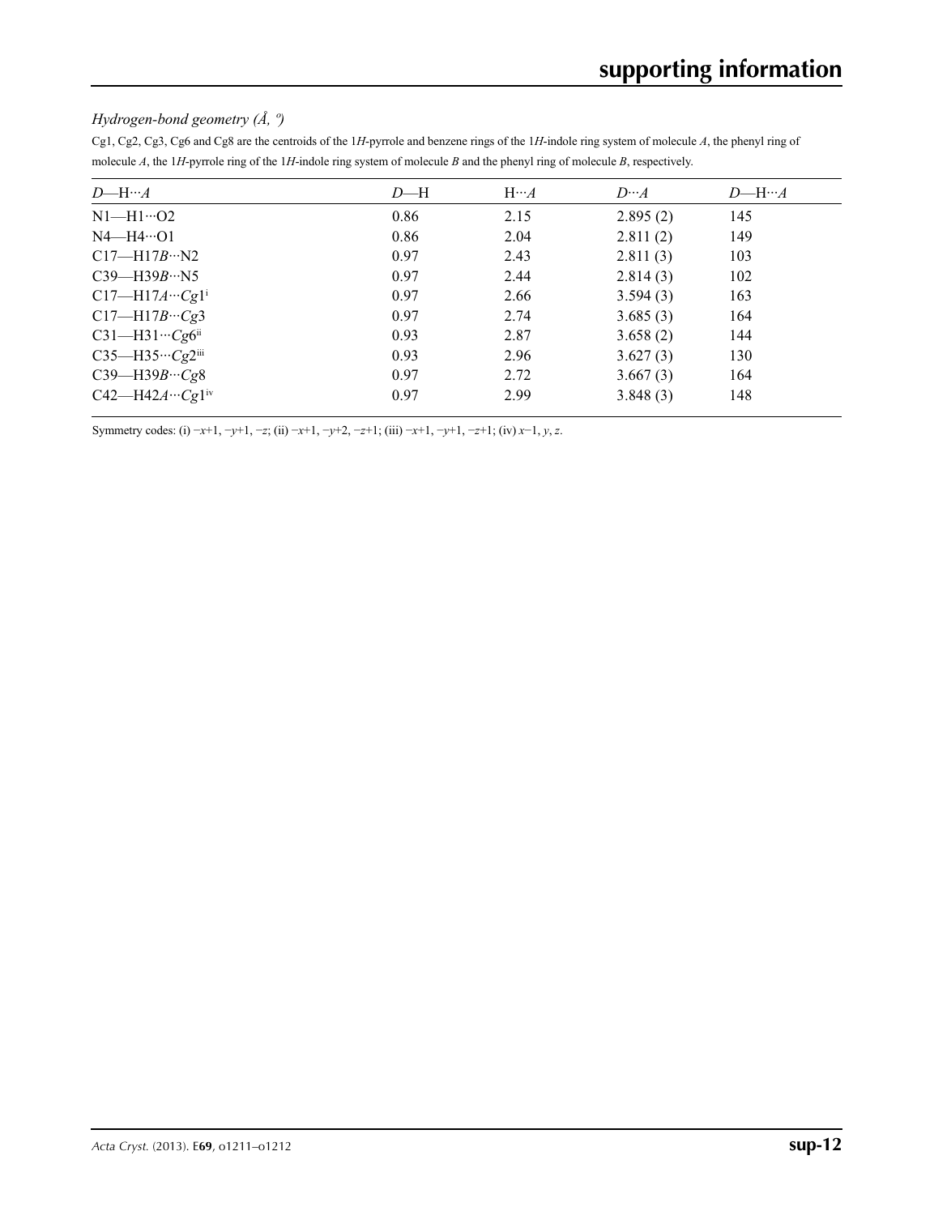*Hydrogen-bond geometry (Å, º)*

Cg1, Cg2, Cg3, Cg6 and Cg8 are the centroids of the 1*H*-pyrrole and benzene rings of the 1*H*-indole ring system of molecule *A*, the phenyl ring of molecule *A*, the 1*H*-pyrrole ring of the 1*H*-indole ring system of molecule *B* and the phenyl ring of molecule *B*, respectively.

| *D*—H···*A* | *D*—H | H···*A* | *D*···*A* | *D*—H···*A* |
|---|---|---|---|---|
| N1—H1···O2 | 0.86 | 2.15 | 2.895 (2) | 145 |
| N4—H4···O1 | 0.86 | 2.04 | 2.811 (2) | 149 |
| C17—H17*B*···N2 | 0.97 | 2.43 | 2.811 (3) | 103 |
| C39—H39*B*···N5 | 0.97 | 2.44 | 2.814 (3) | 102 |
| C17—H17*A*···*Cg*1[i] | 0.97 | 2.66 | 3.594 (3) | 163 |
| C17—H17*B*···*Cg*3 | 0.97 | 2.74 | 3.685 (3) | 164 |
| C31—H31···*Cg*6[ii] | 0.93 | 2.87 | 3.658 (2) | 144 |
| C35—H35···*Cg*2[iii] | 0.93 | 2.96 | 3.627 (3) | 130 |
| C39—H39*B*···*Cg*8 | 0.97 | 2.72 | 3.667 (3) | 164 |
| C42—H42*A*···*Cg*1[iv] | 0.97 | 2.99 | 3.848 (3) | 148 |

Symmetry codes: (i) −*x*+1, −*y*+1, −*z*; (ii) −*x*+1, −*y*+2, −*z*+1; (iii) −*x*+1, −*y*+1, −*z*+1; (iv) *x*−1, *y*, *z*.